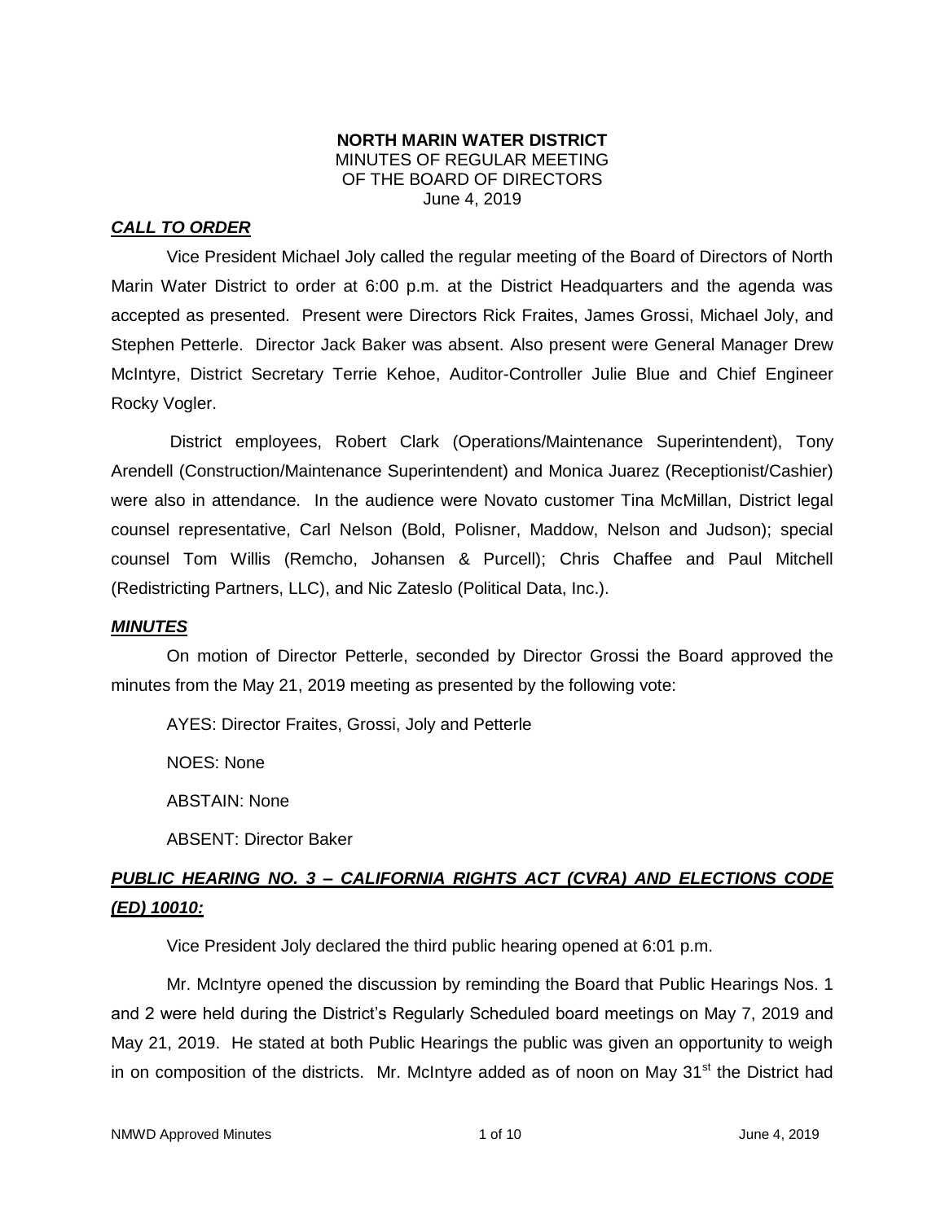**NORTH MARIN WATER DISTRICT**
MINUTES OF REGULAR MEETING
OF THE BOARD OF DIRECTORS
June 4, 2019

***CALL TO ORDER***

Vice President Michael Joly called the regular meeting of the Board of Directors of North Marin Water District to order at 6:00 p.m. at the District Headquarters and the agenda was accepted as presented. Present were Directors Rick Fraites, James Grossi, Michael Joly, and Stephen Petterle. Director Jack Baker was absent. Also present were General Manager Drew McIntyre, District Secretary Terrie Kehoe, Auditor-Controller Julie Blue and Chief Engineer Rocky Vogler.

District employees, Robert Clark (Operations/Maintenance Superintendent), Tony Arendell (Construction/Maintenance Superintendent) and Monica Juarez (Receptionist/Cashier) were also in attendance. In the audience were Novato customer Tina McMillan, District legal counsel representative, Carl Nelson (Bold, Polisner, Maddow, Nelson and Judson); special counsel Tom Willis (Remcho, Johansen & Purcell); Chris Chaffee and Paul Mitchell (Redistricting Partners, LLC), and Nic Zateslo (Political Data, Inc.).

***MINUTES***

On motion of Director Petterle, seconded by Director Grossi the Board approved the minutes from the May 21, 2019 meeting as presented by the following vote:

AYES: Director Fraites, Grossi, Joly and Petterle

NOES: None

ABSTAIN: None

ABSENT: Director Baker

***PUBLIC HEARING NO. 3 – CALIFORNIA RIGHTS ACT (CVRA) AND ELECTIONS CODE (ED) 10010:***

Vice President Joly declared the third public hearing opened at 6:01 p.m.

Mr. McIntyre opened the discussion by reminding the Board that Public Hearings Nos. 1 and 2 were held during the District's Regularly Scheduled board meetings on May 7, 2019 and May 21, 2019. He stated at both Public Hearings the public was given an opportunity to weigh in on composition of the districts. Mr. McIntyre added as of noon on May 31st the District had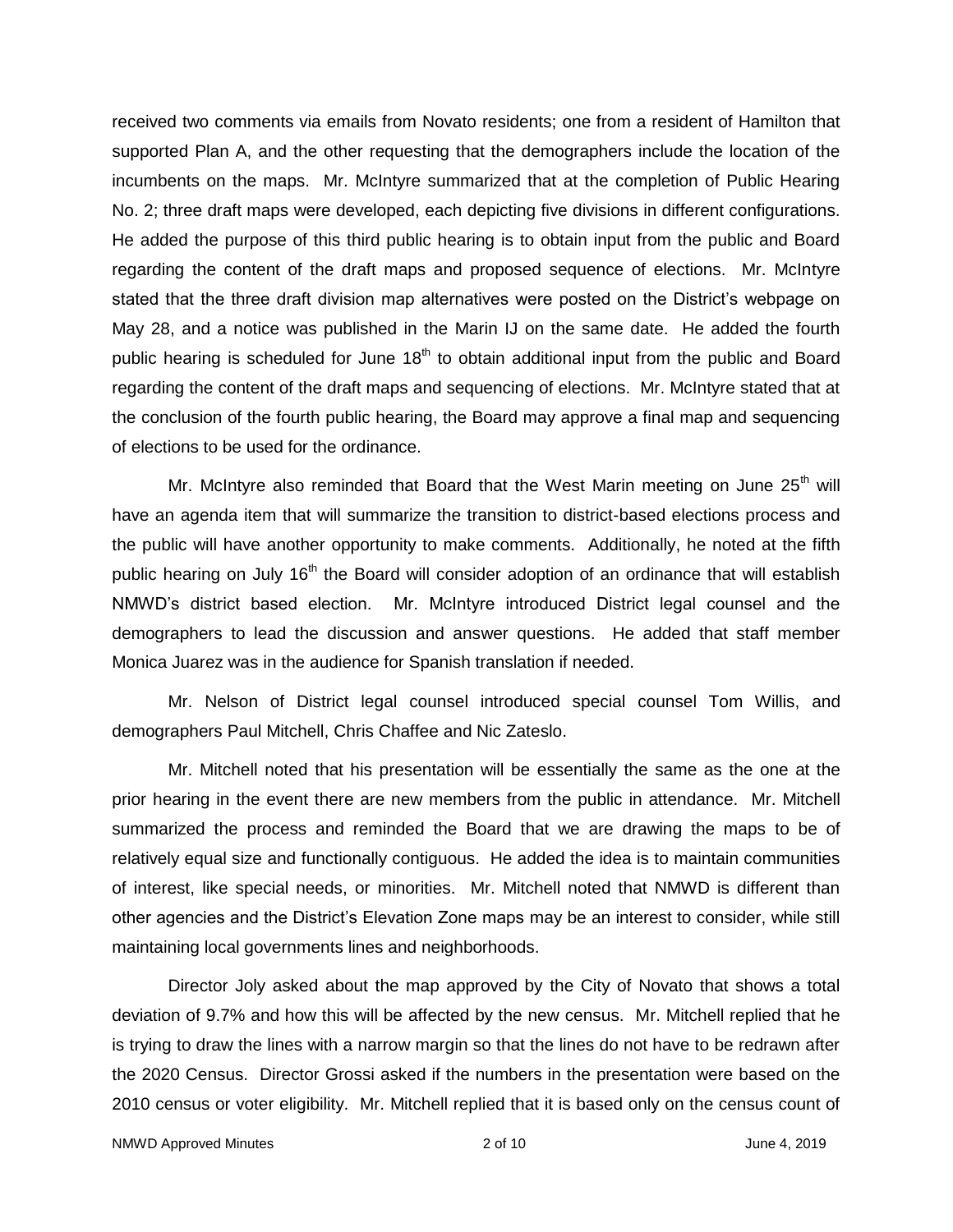received two comments via emails from Novato residents; one from a resident of Hamilton that supported Plan A, and the other requesting that the demographers include the location of the incumbents on the maps. Mr. McIntyre summarized that at the completion of Public Hearing No. 2; three draft maps were developed, each depicting five divisions in different configurations. He added the purpose of this third public hearing is to obtain input from the public and Board regarding the content of the draft maps and proposed sequence of elections. Mr. McIntyre stated that the three draft division map alternatives were posted on the District's webpage on May 28, and a notice was published in the Marin IJ on the same date. He added the fourth public hearing is scheduled for June 18th to obtain additional input from the public and Board regarding the content of the draft maps and sequencing of elections. Mr. McIntyre stated that at the conclusion of the fourth public hearing, the Board may approve a final map and sequencing of elections to be used for the ordinance.

Mr. McIntyre also reminded that Board that the West Marin meeting on June 25th will have an agenda item that will summarize the transition to district-based elections process and the public will have another opportunity to make comments. Additionally, he noted at the fifth public hearing on July 16th the Board will consider adoption of an ordinance that will establish NMWD's district based election. Mr. McIntyre introduced District legal counsel and the demographers to lead the discussion and answer questions. He added that staff member Monica Juarez was in the audience for Spanish translation if needed.

Mr. Nelson of District legal counsel introduced special counsel Tom Willis, and demographers Paul Mitchell, Chris Chaffee and Nic Zateslo.

Mr. Mitchell noted that his presentation will be essentially the same as the one at the prior hearing in the event there are new members from the public in attendance. Mr. Mitchell summarized the process and reminded the Board that we are drawing the maps to be of relatively equal size and functionally contiguous. He added the idea is to maintain communities of interest, like special needs, or minorities. Mr. Mitchell noted that NMWD is different than other agencies and the District's Elevation Zone maps may be an interest to consider, while still maintaining local governments lines and neighborhoods.

Director Joly asked about the map approved by the City of Novato that shows a total deviation of 9.7% and how this will be affected by the new census. Mr. Mitchell replied that he is trying to draw the lines with a narrow margin so that the lines do not have to be redrawn after the 2020 Census. Director Grossi asked if the numbers in the presentation were based on the 2010 census or voter eligibility. Mr. Mitchell replied that it is based only on the census count of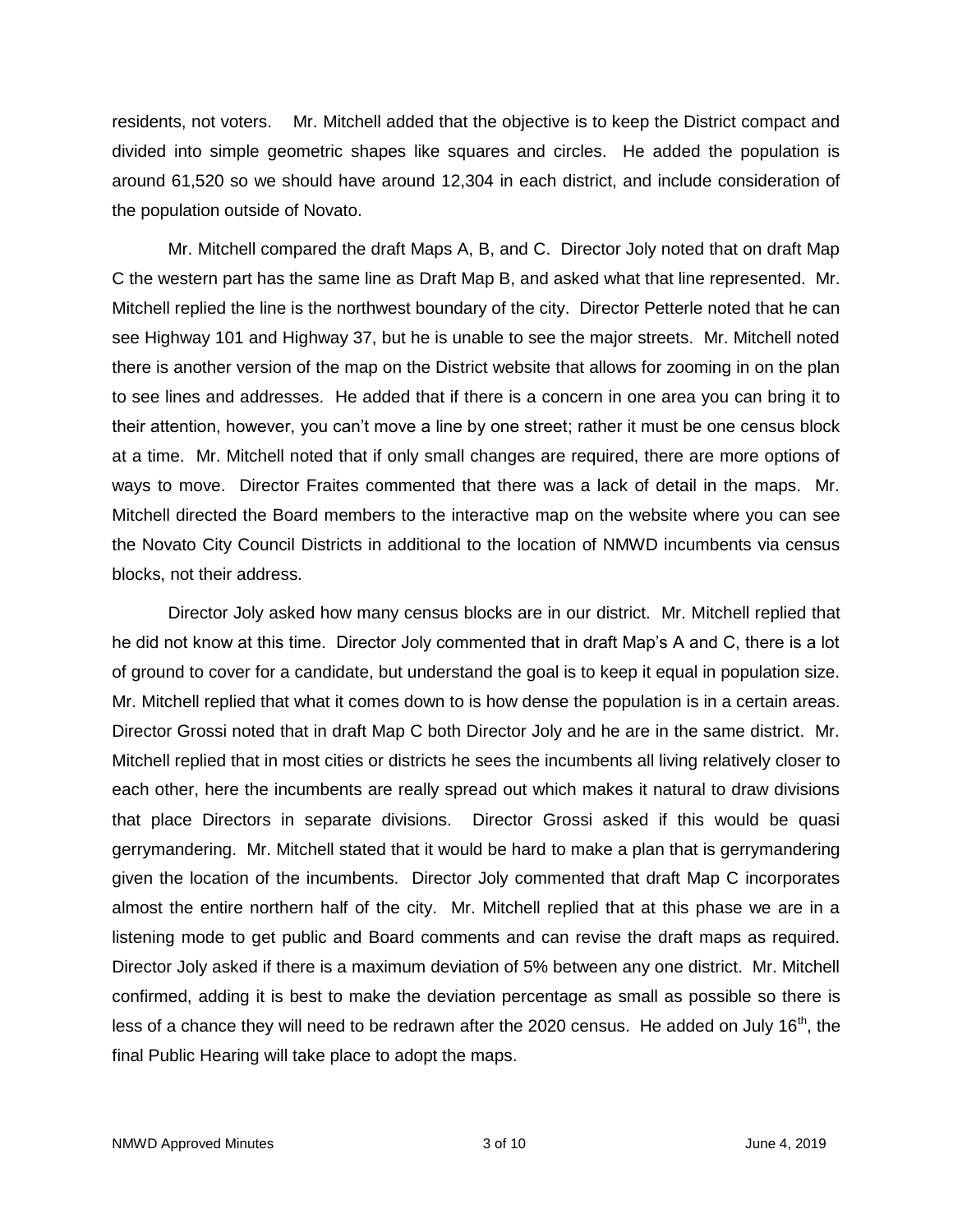residents, not voters. Mr. Mitchell added that the objective is to keep the District compact and divided into simple geometric shapes like squares and circles. He added the population is around 61,520 so we should have around 12,304 in each district, and include consideration of the population outside of Novato.

Mr. Mitchell compared the draft Maps A, B, and C. Director Joly noted that on draft Map C the western part has the same line as Draft Map B, and asked what that line represented. Mr. Mitchell replied the line is the northwest boundary of the city. Director Petterle noted that he can see Highway 101 and Highway 37, but he is unable to see the major streets. Mr. Mitchell noted there is another version of the map on the District website that allows for zooming in on the plan to see lines and addresses. He added that if there is a concern in one area you can bring it to their attention, however, you can't move a line by one street; rather it must be one census block at a time. Mr. Mitchell noted that if only small changes are required, there are more options of ways to move. Director Fraites commented that there was a lack of detail in the maps. Mr. Mitchell directed the Board members to the interactive map on the website where you can see the Novato City Council Districts in additional to the location of NMWD incumbents via census blocks, not their address.

Director Joly asked how many census blocks are in our district. Mr. Mitchell replied that he did not know at this time. Director Joly commented that in draft Map's A and C, there is a lot of ground to cover for a candidate, but understand the goal is to keep it equal in population size. Mr. Mitchell replied that what it comes down to is how dense the population is in a certain areas. Director Grossi noted that in draft Map C both Director Joly and he are in the same district. Mr. Mitchell replied that in most cities or districts he sees the incumbents all living relatively closer to each other, here the incumbents are really spread out which makes it natural to draw divisions that place Directors in separate divisions. Director Grossi asked if this would be quasi gerrymandering. Mr. Mitchell stated that it would be hard to make a plan that is gerrymandering given the location of the incumbents. Director Joly commented that draft Map C incorporates almost the entire northern half of the city. Mr. Mitchell replied that at this phase we are in a listening mode to get public and Board comments and can revise the draft maps as required. Director Joly asked if there is a maximum deviation of 5% between any one district. Mr. Mitchell confirmed, adding it is best to make the deviation percentage as small as possible so there is less of a chance they will need to be redrawn after the 2020 census. He added on July 16th, the final Public Hearing will take place to adopt the maps.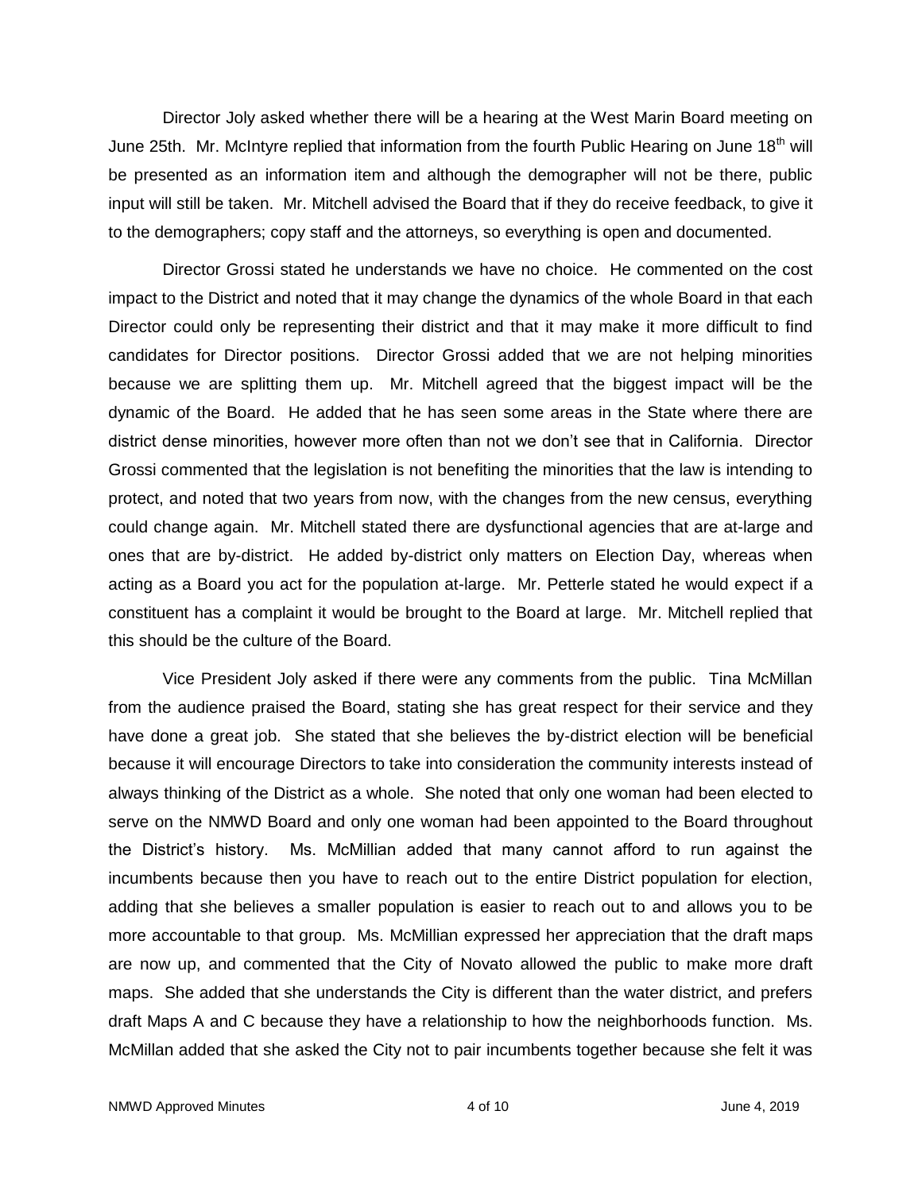Director Joly asked whether there will be a hearing at the West Marin Board meeting on June 25th. Mr. McIntyre replied that information from the fourth Public Hearing on June 18th will be presented as an information item and although the demographer will not be there, public input will still be taken. Mr. Mitchell advised the Board that if they do receive feedback, to give it to the demographers; copy staff and the attorneys, so everything is open and documented.

Director Grossi stated he understands we have no choice. He commented on the cost impact to the District and noted that it may change the dynamics of the whole Board in that each Director could only be representing their district and that it may make it more difficult to find candidates for Director positions. Director Grossi added that we are not helping minorities because we are splitting them up. Mr. Mitchell agreed that the biggest impact will be the dynamic of the Board. He added that he has seen some areas in the State where there are district dense minorities, however more often than not we don't see that in California. Director Grossi commented that the legislation is not benefiting the minorities that the law is intending to protect, and noted that two years from now, with the changes from the new census, everything could change again. Mr. Mitchell stated there are dysfunctional agencies that are at-large and ones that are by-district. He added by-district only matters on Election Day, whereas when acting as a Board you act for the population at-large. Mr. Petterle stated he would expect if a constituent has a complaint it would be brought to the Board at large. Mr. Mitchell replied that this should be the culture of the Board.

Vice President Joly asked if there were any comments from the public. Tina McMillan from the audience praised the Board, stating she has great respect for their service and they have done a great job. She stated that she believes the by-district election will be beneficial because it will encourage Directors to take into consideration the community interests instead of always thinking of the District as a whole. She noted that only one woman had been elected to serve on the NMWD Board and only one woman had been appointed to the Board throughout the District's history. Ms. McMillian added that many cannot afford to run against the incumbents because then you have to reach out to the entire District population for election, adding that she believes a smaller population is easier to reach out to and allows you to be more accountable to that group. Ms. McMillian expressed her appreciation that the draft maps are now up, and commented that the City of Novato allowed the public to make more draft maps. She added that she understands the City is different than the water district, and prefers draft Maps A and C because they have a relationship to how the neighborhoods function. Ms. McMillan added that she asked the City not to pair incumbents together because she felt it was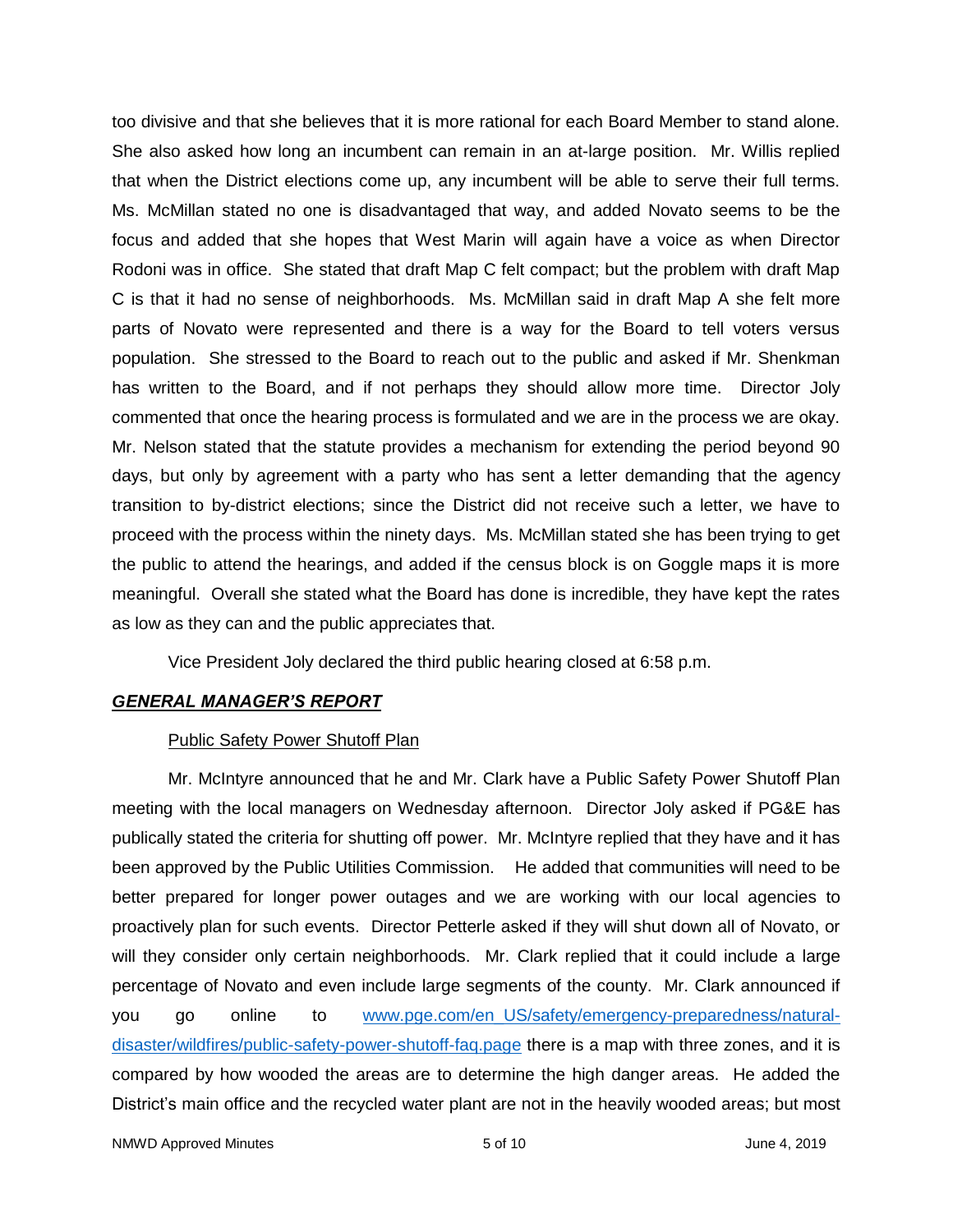too divisive and that she believes that it is more rational for each Board Member to stand alone. She also asked how long an incumbent can remain in an at-large position. Mr. Willis replied that when the District elections come up, any incumbent will be able to serve their full terms. Ms. McMillan stated no one is disadvantaged that way, and added Novato seems to be the focus and added that she hopes that West Marin will again have a voice as when Director Rodoni was in office. She stated that draft Map C felt compact; but the problem with draft Map C is that it had no sense of neighborhoods. Ms. McMillan said in draft Map A she felt more parts of Novato were represented and there is a way for the Board to tell voters versus population. She stressed to the Board to reach out to the public and asked if Mr. Shenkman has written to the Board, and if not perhaps they should allow more time. Director Joly commented that once the hearing process is formulated and we are in the process we are okay. Mr. Nelson stated that the statute provides a mechanism for extending the period beyond 90 days, but only by agreement with a party who has sent a letter demanding that the agency transition to by-district elections; since the District did not receive such a letter, we have to proceed with the process within the ninety days. Ms. McMillan stated she has been trying to get the public to attend the hearings, and added if the census block is on Goggle maps it is more meaningful. Overall she stated what the Board has done is incredible, they have kept the rates as low as they can and the public appreciates that.

Vice President Joly declared the third public hearing closed at 6:58 p.m.

## ***GENERAL MANAGER'S REPORT***

Public Safety Power Shutoff Plan

Mr. McIntyre announced that he and Mr. Clark have a Public Safety Power Shutoff Plan meeting with the local managers on Wednesday afternoon. Director Joly asked if PG&E has publically stated the criteria for shutting off power. Mr. McIntyre replied that they have and it has been approved by the Public Utilities Commission. He added that communities will need to be better prepared for longer power outages and we are working with our local agencies to proactively plan for such events. Director Petterle asked if they will shut down all of Novato, or will they consider only certain neighborhoods. Mr. Clark replied that it could include a large percentage of Novato and even include large segments of the county. Mr. Clark announced if you go online to www.pge.com/en_US/safety/emergency-preparedness/natural-disaster/wildfires/public-safety-power-shutoff-faq.page there is a map with three zones, and it is compared by how wooded the areas are to determine the high danger areas. He added the District's main office and the recycled water plant are not in the heavily wooded areas; but most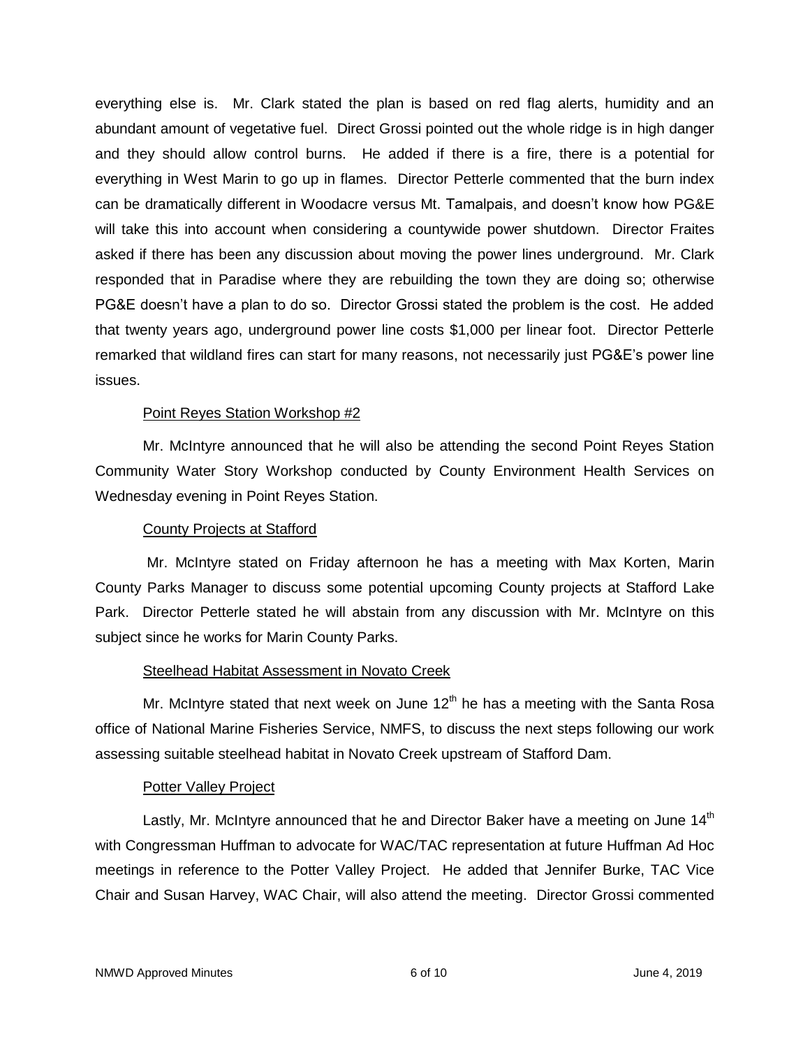everything else is. Mr. Clark stated the plan is based on red flag alerts, humidity and an abundant amount of vegetative fuel. Direct Grossi pointed out the whole ridge is in high danger and they should allow control burns. He added if there is a fire, there is a potential for everything in West Marin to go up in flames. Director Petterle commented that the burn index can be dramatically different in Woodacre versus Mt. Tamalpais, and doesn't know how PG&E will take this into account when considering a countywide power shutdown. Director Fraites asked if there has been any discussion about moving the power lines underground. Mr. Clark responded that in Paradise where they are rebuilding the town they are doing so; otherwise PG&E doesn't have a plan to do so. Director Grossi stated the problem is the cost. He added that twenty years ago, underground power line costs $1,000 per linear foot. Director Petterle remarked that wildland fires can start for many reasons, not necessarily just PG&E's power line issues.

Point Reyes Station Workshop #2

Mr. McIntyre announced that he will also be attending the second Point Reyes Station Community Water Story Workshop conducted by County Environment Health Services on Wednesday evening in Point Reyes Station.

County Projects at Stafford

Mr. McIntyre stated on Friday afternoon he has a meeting with Max Korten, Marin County Parks Manager to discuss some potential upcoming County projects at Stafford Lake Park. Director Petterle stated he will abstain from any discussion with Mr. McIntyre on this subject since he works for Marin County Parks.

Steelhead Habitat Assessment in Novato Creek

Mr. McIntyre stated that next week on June 12th he has a meeting with the Santa Rosa office of National Marine Fisheries Service, NMFS, to discuss the next steps following our work assessing suitable steelhead habitat in Novato Creek upstream of Stafford Dam.

Potter Valley Project

Lastly, Mr. McIntyre announced that he and Director Baker have a meeting on June 14th with Congressman Huffman to advocate for WAC/TAC representation at future Huffman Ad Hoc meetings in reference to the Potter Valley Project. He added that Jennifer Burke, TAC Vice Chair and Susan Harvey, WAC Chair, will also attend the meeting. Director Grossi commented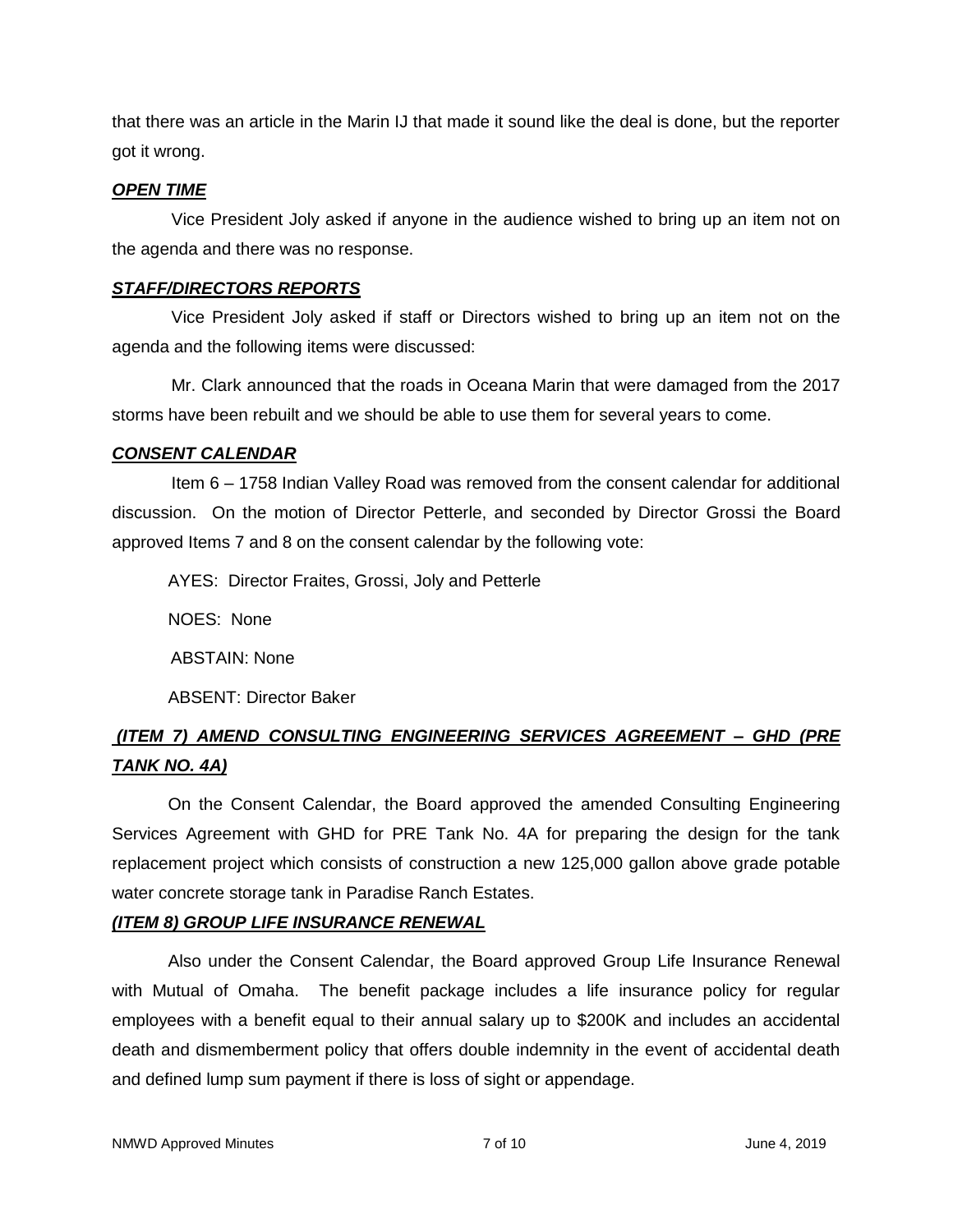that there was an article in the Marin IJ that made it sound like the deal is done, but the reporter got it wrong.

***OPEN TIME***

Vice President Joly asked if anyone in the audience wished to bring up an item not on the agenda and there was no response.

***STAFF/DIRECTORS REPORTS***

Vice President Joly asked if staff or Directors wished to bring up an item not on the agenda and the following items were discussed:

Mr. Clark announced that the roads in Oceana Marin that were damaged from the 2017 storms have been rebuilt and we should be able to use them for several years to come.

***CONSENT CALENDAR***

Item 6 – 1758 Indian Valley Road was removed from the consent calendar for additional discussion. On the motion of Director Petterle, and seconded by Director Grossi the Board approved Items 7 and 8 on the consent calendar by the following vote:

AYES: Director Fraites, Grossi, Joly and Petterle

NOES: None

ABSTAIN: None

ABSENT: Director Baker

***(ITEM 7) AMEND CONSULTING ENGINEERING SERVICES AGREEMENT – GHD (PRE TANK NO. 4A)***

On the Consent Calendar, the Board approved the amended Consulting Engineering Services Agreement with GHD for PRE Tank No. 4A for preparing the design for the tank replacement project which consists of construction a new 125,000 gallon above grade potable water concrete storage tank in Paradise Ranch Estates.

***(ITEM 8) GROUP LIFE INSURANCE RENEWAL***

Also under the Consent Calendar, the Board approved Group Life Insurance Renewal with Mutual of Omaha. The benefit package includes a life insurance policy for regular employees with a benefit equal to their annual salary up to $200K and includes an accidental death and dismemberment policy that offers double indemnity in the event of accidental death and defined lump sum payment if there is loss of sight or appendage.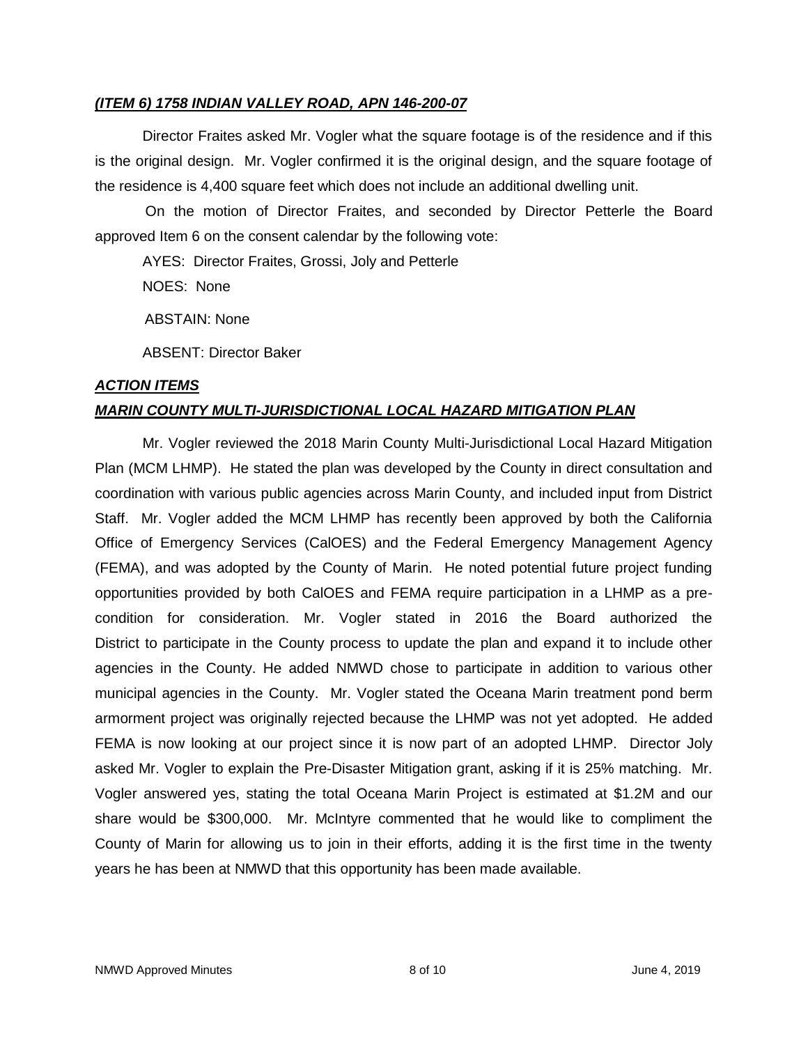***(ITEM 6) 1758 INDIAN VALLEY ROAD, APN 146-200-07***

Director Fraites asked Mr. Vogler what the square footage is of the residence and if this is the original design. Mr. Vogler confirmed it is the original design, and the square footage of the residence is 4,400 square feet which does not include an additional dwelling unit.

On the motion of Director Fraites, and seconded by Director Petterle the Board approved Item 6 on the consent calendar by the following vote:

AYES: Director Fraites, Grossi, Joly and Petterle

NOES: None

ABSTAIN: None

ABSENT: Director Baker

***ACTION ITEMS***

***MARIN COUNTY MULTI-JURISDICTIONAL LOCAL HAZARD MITIGATION PLAN***

Mr. Vogler reviewed the 2018 Marin County Multi-Jurisdictional Local Hazard Mitigation Plan (MCM LHMP). He stated the plan was developed by the County in direct consultation and coordination with various public agencies across Marin County, and included input from District Staff. Mr. Vogler added the MCM LHMP has recently been approved by both the California Office of Emergency Services (CalOES) and the Federal Emergency Management Agency (FEMA), and was adopted by the County of Marin. He noted potential future project funding opportunities provided by both CalOES and FEMA require participation in a LHMP as a pre-condition for consideration. Mr. Vogler stated in 2016 the Board authorized the District to participate in the County process to update the plan and expand it to include other agencies in the County. He added NMWD chose to participate in addition to various other municipal agencies in the County. Mr. Vogler stated the Oceana Marin treatment pond berm armorment project was originally rejected because the LHMP was not yet adopted. He added FEMA is now looking at our project since it is now part of an adopted LHMP. Director Joly asked Mr. Vogler to explain the Pre-Disaster Mitigation grant, asking if it is 25% matching. Mr. Vogler answered yes, stating the total Oceana Marin Project is estimated at $1.2M and our share would be $300,000. Mr. McIntyre commented that he would like to compliment the County of Marin for allowing us to join in their efforts, adding it is the first time in the twenty years he has been at NMWD that this opportunity has been made available.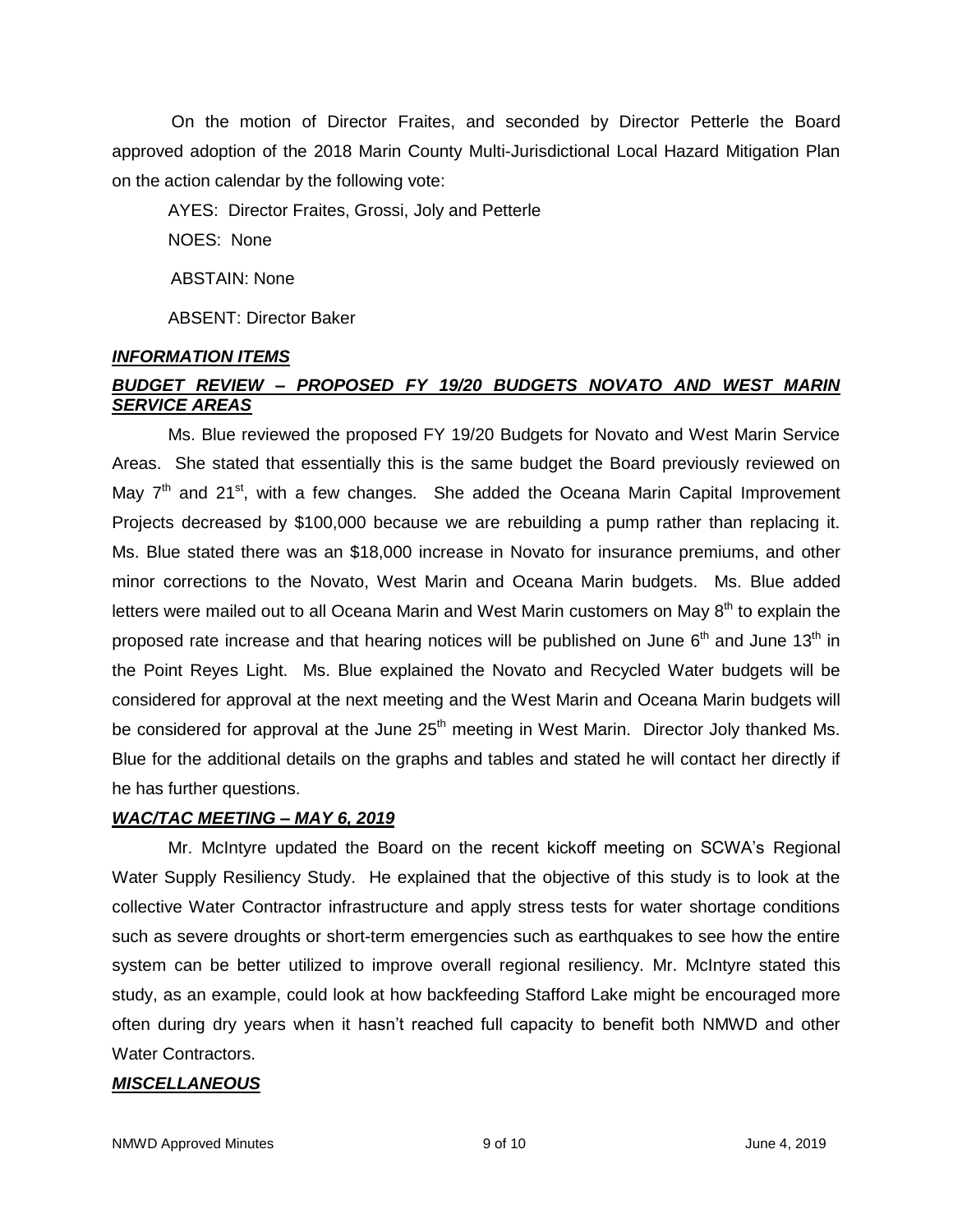On the motion of Director Fraites, and seconded by Director Petterle the Board approved adoption of the 2018 Marin County Multi-Jurisdictional Local Hazard Mitigation Plan on the action calendar by the following vote:

AYES: Director Fraites, Grossi, Joly and Petterle

NOES: None

ABSTAIN: None

ABSENT: Director Baker

***INFORMATION ITEMS***

***BUDGET REVIEW – PROPOSED FY 19/20 BUDGETS NOVATO AND WEST MARIN SERVICE AREAS***

Ms. Blue reviewed the proposed FY 19/20 Budgets for Novato and West Marin Service Areas. She stated that essentially this is the same budget the Board previously reviewed on May 7th and 21st, with a few changes. She added the Oceana Marin Capital Improvement Projects decreased by $100,000 because we are rebuilding a pump rather than replacing it. Ms. Blue stated there was an $18,000 increase in Novato for insurance premiums, and other minor corrections to the Novato, West Marin and Oceana Marin budgets. Ms. Blue added letters were mailed out to all Oceana Marin and West Marin customers on May 8th to explain the proposed rate increase and that hearing notices will be published on June 6th and June 13th in the Point Reyes Light. Ms. Blue explained the Novato and Recycled Water budgets will be considered for approval at the next meeting and the West Marin and Oceana Marin budgets will be considered for approval at the June 25th meeting in West Marin. Director Joly thanked Ms. Blue for the additional details on the graphs and tables and stated he will contact her directly if he has further questions.

***WAC/TAC MEETING – MAY 6, 2019***

Mr. McIntyre updated the Board on the recent kickoff meeting on SCWA's Regional Water Supply Resiliency Study. He explained that the objective of this study is to look at the collective Water Contractor infrastructure and apply stress tests for water shortage conditions such as severe droughts or short-term emergencies such as earthquakes to see how the entire system can be better utilized to improve overall regional resiliency. Mr. McIntyre stated this study, as an example, could look at how backfeeding Stafford Lake might be encouraged more often during dry years when it hasn't reached full capacity to benefit both NMWD and other Water Contractors.

***MISCELLANEOUS***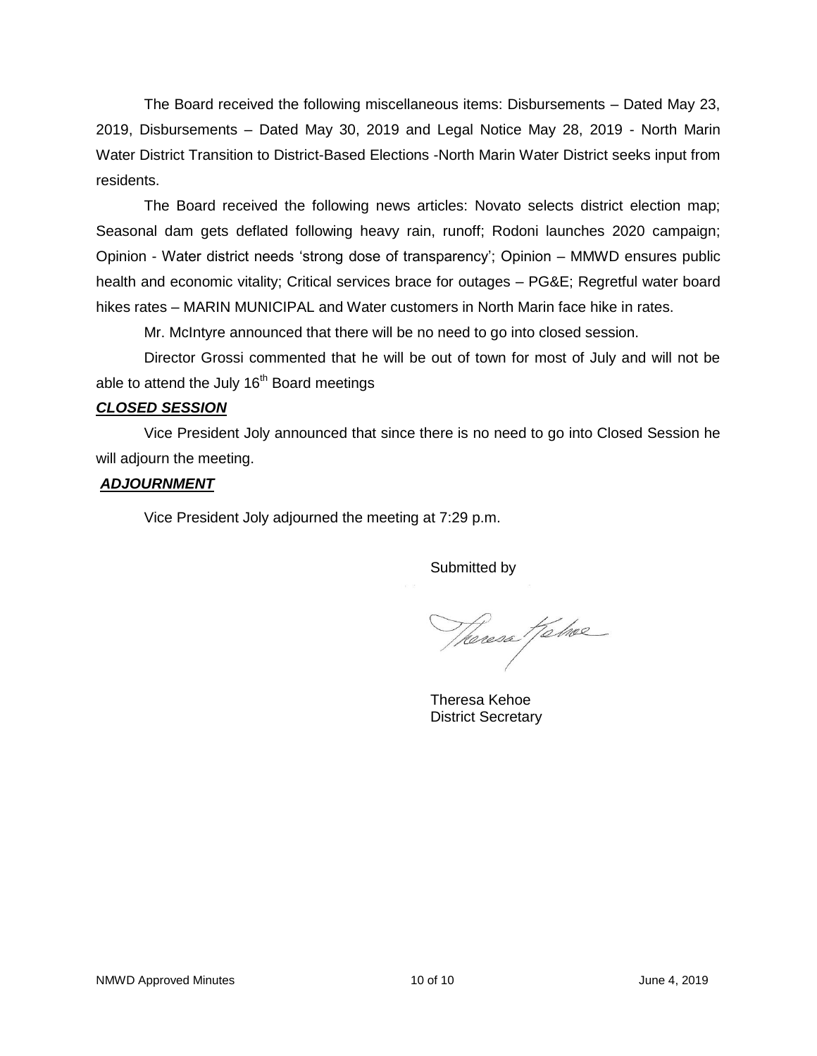The Board received the following miscellaneous items: Disbursements – Dated May 23, 2019, Disbursements – Dated May 30, 2019 and Legal Notice May 28, 2019 - North Marin Water District Transition to District-Based Elections -North Marin Water District seeks input from residents.

The Board received the following news articles: Novato selects district election map; Seasonal dam gets deflated following heavy rain, runoff; Rodoni launches 2020 campaign; Opinion - Water district needs 'strong dose of transparency'; Opinion – MMWD ensures public health and economic vitality; Critical services brace for outages – PG&E; Regretful water board hikes rates – MARIN MUNICIPAL and Water customers in North Marin face hike in rates.

Mr. McIntyre announced that there will be no need to go into closed session.

Director Grossi commented that he will be out of town for most of July and will not be able to attend the July 16th Board meetings

***CLOSED SESSION***

Vice President Joly announced that since there is no need to go into Closed Session he will adjourn the meeting.

***ADJOURNMENT***

Vice President Joly adjourned the meeting at 7:29 p.m.

Submitted by

Theresa Kehoe
District Secretary